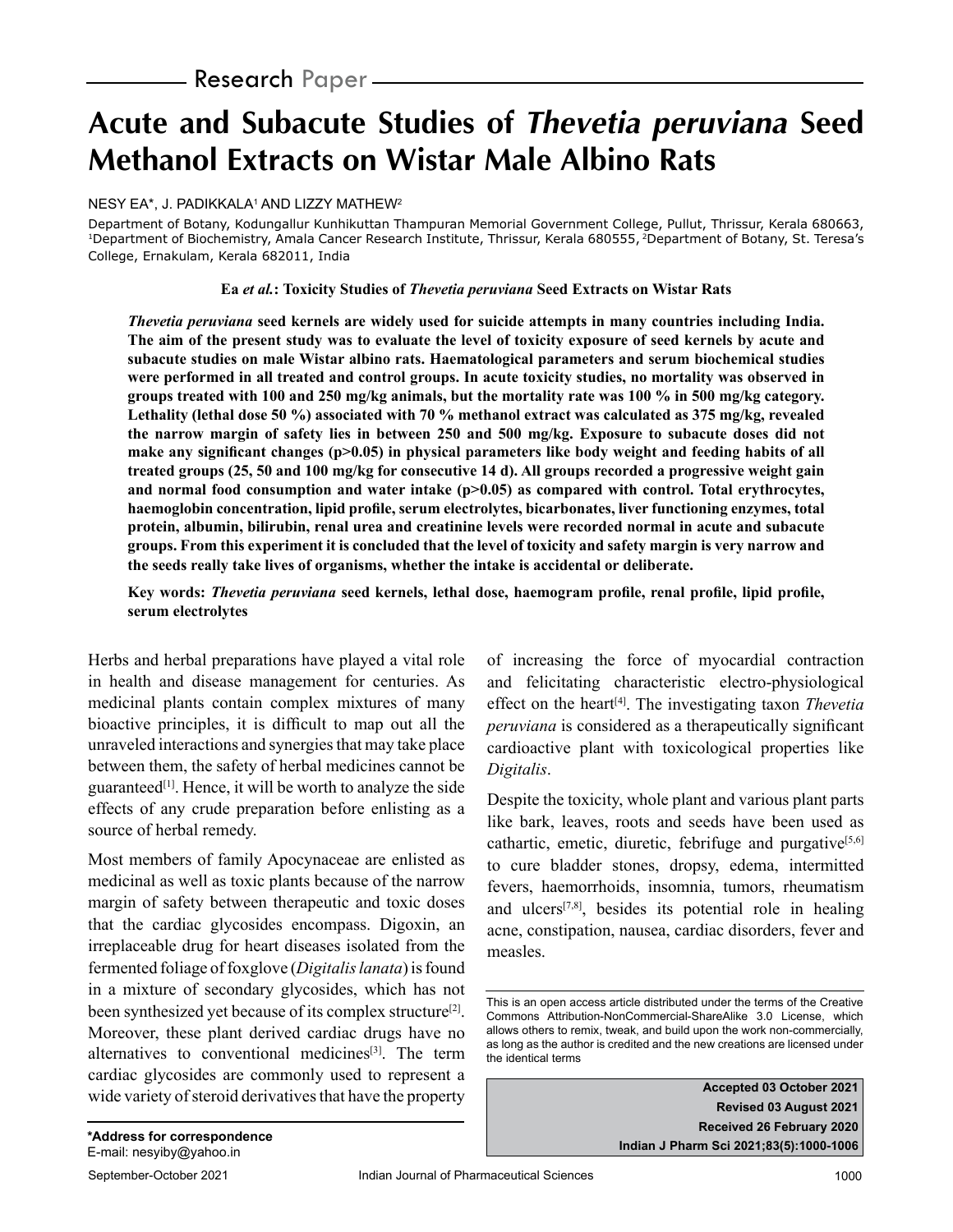Research Paper

# Acute and Subacute Studies of *Thevetia peruviana* Seed Methanol Extracts on Wistar Male Albino Rats

NESY EA*, J. PADIKKALA[1] AND LIZZY MATHEW[2]

Department of Botany, Kodungallur Kunhikuttan Thampuran Memorial Government College, Pullut, Thrissur, Kerala 680663, [1]Department of Biochemistry, Amala Cancer Research Institute, Thrissur, Kerala 680555, [2]Department of Botany, St. Teresa's College, Ernakulam, Kerala 682011, India

**Ea *et al.*: Toxicity Studies of *Thevetia peruviana* Seed Extracts on Wistar Rats**

***Thevetia peruviana* seed kernels are widely used for suicide attempts in many countries including India. The aim of the present study was to evaluate the level of toxicity exposure of seed kernels by acute and subacute studies on male Wistar albino rats. Haematological parameters and serum biochemical studies were performed in all treated and control groups. In acute toxicity studies, no mortality was observed in groups treated with 100 and 250 mg/kg animals, but the mortality rate was 100 % in 500 mg/kg category. Lethality (lethal dose 50 %) associated with 70 % methanol extract was calculated as 375 mg/kg, revealed the narrow margin of safety lies in between 250 and 500 mg/kg. Exposure to subacute doses did not make any significant changes (p>0.05) in physical parameters like body weight and feeding habits of all treated groups (25, 50 and 100 mg/kg for consecutive 14 d). All groups recorded a progressive weight gain and normal food consumption and water intake (p>0.05) as compared with control. Total erythrocytes, haemoglobin concentration, lipid profile, serum electrolytes, bicarbonates, liver functioning enzymes, total protein, albumin, bilirubin, renal urea and creatinine levels were recorded normal in acute and subacute groups. From this experiment it is concluded that the level of toxicity and safety margin is very narrow and the seeds really take lives of organisms, whether the intake is accidental or deliberate.**

**Key words: *Thevetia peruviana* seed kernels, lethal dose, haemogram profile, renal profile, lipid profile, serum electrolytes**

Herbs and herbal preparations have played a vital role in health and disease management for centuries. As medicinal plants contain complex mixtures of many bioactive principles, it is difficult to map out all the unraveled interactions and synergies that may take place between them, the safety of herbal medicines cannot be guaranteed[1]. Hence, it will be worth to analyze the side effects of any crude preparation before enlisting as a source of herbal remedy.

Most members of family Apocynaceae are enlisted as medicinal as well as toxic plants because of the narrow margin of safety between therapeutic and toxic doses that the cardiac glycosides encompass. Digoxin, an irreplaceable drug for heart diseases isolated from the fermented foliage of foxglove (*Digitalis lanata*) is found in a mixture of secondary glycosides, which has not been synthesized yet because of its complex structure[2]. Moreover, these plant derived cardiac drugs have no alternatives to conventional medicines[3]. The term cardiac glycosides are commonly used to represent a wide variety of steroid derivatives that have the property of increasing the force of myocardial contraction and felicitating characteristic electro-physiological effect on the heart[4]. The investigating taxon *Thevetia peruviana* is considered as a therapeutically significant cardioactive plant with toxicological properties like *Digitalis*.

Despite the toxicity, whole plant and various plant parts like bark, leaves, roots and seeds have been used as cathartic, emetic, diuretic, febrifuge and purgative[5,6] to cure bladder stones, dropsy, edema, intermitted fevers, haemorrhoids, insomnia, tumors, rheumatism and ulcers[7,8], besides its potential role in healing acne, constipation, nausea, cardiac disorders, fever and measles.

This is an open access article distributed under the terms of the Creative Commons Attribution-NonCommercial-ShareAlike 3.0 License, which allows others to remix, tweak, and build upon the work non-commercially, as long as the author is credited and the new creations are licensed under the identical terms

**Accepted 03 October 2021**
**Revised 03 August 2021**
**Received 26 February 2020**
**Indian J Pharm Sci 2021;83(5):1000-1006**

***Address for correspondence**
E-mail: nesyiby@yahoo.in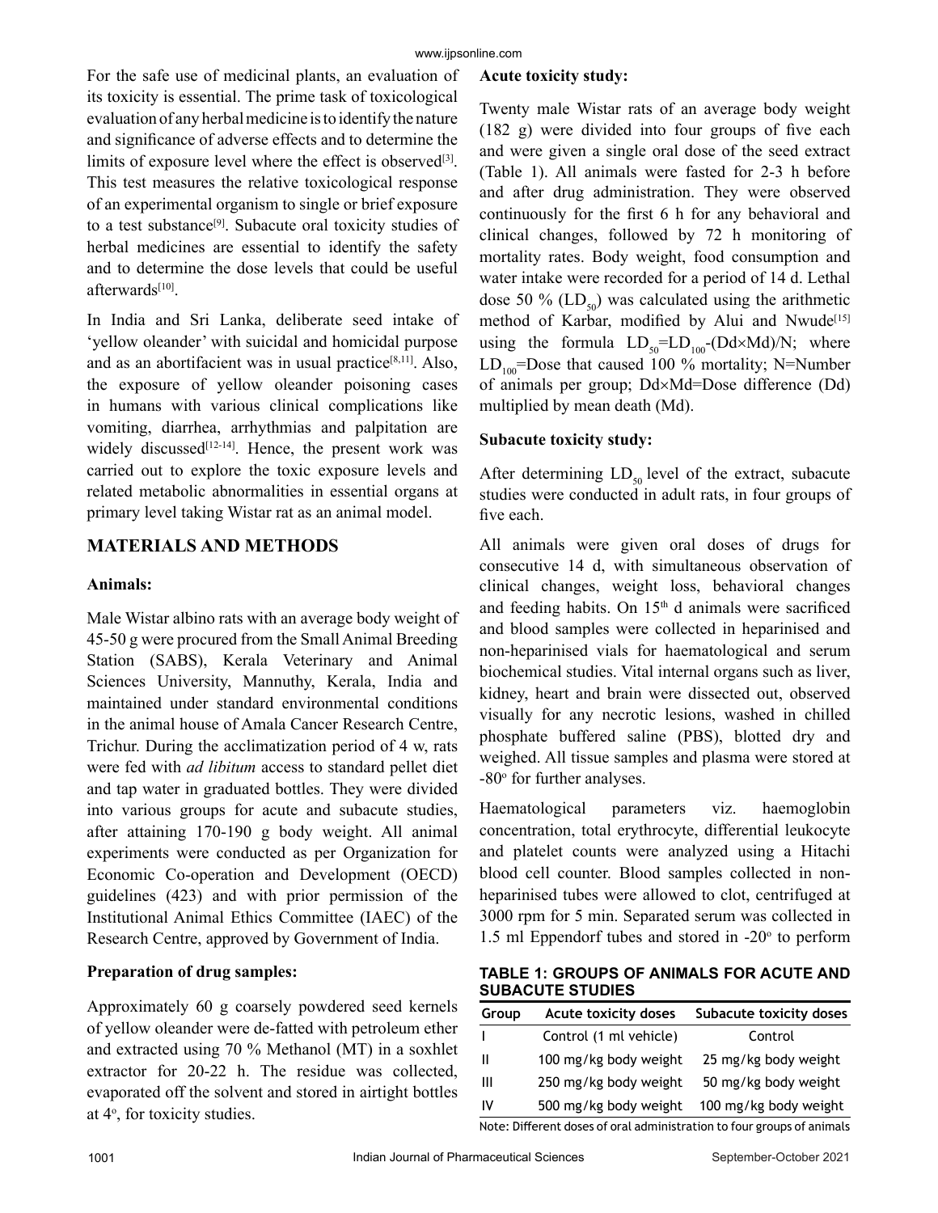For the safe use of medicinal plants, an evaluation of its toxicity is essential. The prime task of toxicological evaluation of any herbal medicine is to identify the nature and significance of adverse effects and to determine the limits of exposure level where the effect is observed[3]. This test measures the relative toxicological response of an experimental organism to single or brief exposure to a test substance[9]. Subacute oral toxicity studies of herbal medicines are essential to identify the safety and to determine the dose levels that could be useful afterwards[10].

In India and Sri Lanka, deliberate seed intake of 'yellow oleander' with suicidal and homicidal purpose and as an abortifacient was in usual practice[8,11]. Also, the exposure of yellow oleander poisoning cases in humans with various clinical complications like vomiting, diarrhea, arrhythmias and palpitation are widely discussed[12-14]. Hence, the present work was carried out to explore the toxic exposure levels and related metabolic abnormalities in essential organs at primary level taking Wistar rat as an animal model.

## MATERIALS AND METHODS

### Animals:

Male Wistar albino rats with an average body weight of 45-50 g were procured from the Small Animal Breeding Station (SABS), Kerala Veterinary and Animal Sciences University, Mannuthy, Kerala, India and maintained under standard environmental conditions in the animal house of Amala Cancer Research Centre, Trichur. During the acclimatization period of 4 w, rats were fed with *ad libitum* access to standard pellet diet and tap water in graduated bottles. They were divided into various groups for acute and subacute studies, after attaining 170-190 g body weight. All animal experiments were conducted as per Organization for Economic Co-operation and Development (OECD) guidelines (423) and with prior permission of the Institutional Animal Ethics Committee (IAEC) of the Research Centre, approved by Government of India.

### Preparation of drug samples:

Approximately 60 g coarsely powdered seed kernels of yellow oleander were de-fatted with petroleum ether and extracted using 70 % Methanol (MT) in a soxhlet extractor for 20-22 h. The residue was collected, evaporated off the solvent and stored in airtight bottles at 4°, for toxicity studies.

### Acute toxicity study:

Twenty male Wistar rats of an average body weight (182 g) were divided into four groups of five each and were given a single oral dose of the seed extract (Table 1). All animals were fasted for 2-3 h before and after drug administration. They were observed continuously for the first 6 h for any behavioral and clinical changes, followed by 72 h monitoring of mortality rates. Body weight, food consumption and water intake were recorded for a period of 14 d. Lethal dose 50 % ($LD_{50}$) was calculated using the arithmetic method of Karbar, modified by Alui and Nwude[15] using the formula $LD_{50}=LD_{100}-(Dd\times Md)/N$; where $LD_{100}$=Dose that caused 100 % mortality; N=Number of animals per group; Dd×Md=Dose difference (Dd) multiplied by mean death (Md).

### Subacute toxicity study:

After determining $LD_{50}$ level of the extract, subacute studies were conducted in adult rats, in four groups of five each.

All animals were given oral doses of drugs for consecutive 14 d, with simultaneous observation of clinical changes, weight loss, behavioral changes and feeding habits. On 15th d animals were sacrificed and blood samples were collected in heparinised and non-heparinised vials for haematological and serum biochemical studies. Vital internal organs such as liver, kidney, heart and brain were dissected out, observed visually for any necrotic lesions, washed in chilled phosphate buffered saline (PBS), blotted dry and weighed. All tissue samples and plasma were stored at -80° for further analyses.

Haematological parameters viz. haemoglobin concentration, total erythrocyte, differential leukocyte and platelet counts were analyzed using a Hitachi blood cell counter. Blood samples collected in non-heparinised tubes were allowed to clot, centrifuged at 3000 rpm for 5 min. Separated serum was collected in 1.5 ml Eppendorf tubes and stored in -20° to perform

**TABLE 1: GROUPS OF ANIMALS FOR ACUTE AND SUBACUTE STUDIES**

| Group | Acute toxicity doses | Subacute toxicity doses |
|---|---|---|
| I | Control (1 ml vehicle) | Control |
| II | 100 mg/kg body weight | 25 mg/kg body weight |
| III | 250 mg/kg body weight | 50 mg/kg body weight |
| IV | 500 mg/kg body weight | 100 mg/kg body weight |

Note: Different doses of oral administration to four groups of animals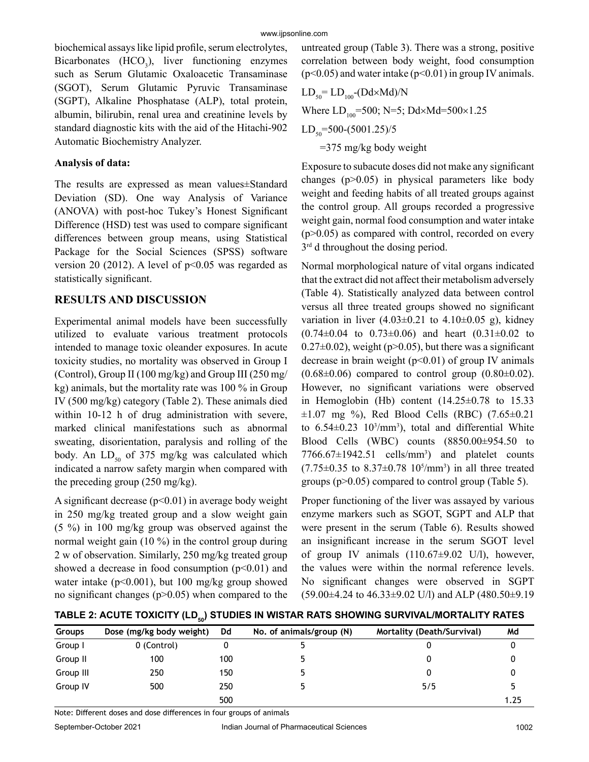biochemical assays like lipid profile, serum electrolytes, Bicarbonates ($HCO_3$), liver functioning enzymes such as Serum Glutamic Oxaloacetic Transaminase (SGOT), Serum Glutamic Pyruvic Transaminase (SGPT), Alkaline Phosphatase (ALP), total protein, albumin, bilirubin, renal urea and creatinine levels by standard diagnostic kits with the aid of the Hitachi-902 Automatic Biochemistry Analyzer.

**Analysis of data:**

The results are expressed as mean values±Standard Deviation (SD). One way Analysis of Variance (ANOVA) with post-hoc Tukey's Honest Significant Difference (HSD) test was used to compare significant differences between group means, using Statistical Package for the Social Sciences (SPSS) software version 20 (2012). A level of $p<0.05$ was regarded as statistically significant.

## RESULTS AND DISCUSSION

Experimental animal models have been successfully utilized to evaluate various treatment protocols intended to manage toxic oleander exposures. In acute toxicity studies, no mortality was observed in Group I (Control), Group II (100 mg/kg) and Group III (250 mg/kg) animals, but the mortality rate was 100 % in Group IV (500 mg/kg) category (Table 2). These animals died within 10-12 h of drug administration with severe, marked clinical manifestations such as abnormal sweating, disorientation, paralysis and rolling of the body. An $LD_{50}$ of 375 mg/kg was calculated which indicated a narrow safety margin when compared with the preceding group (250 mg/kg).

A significant decrease ($p<0.01$) in average body weight in 250 mg/kg treated group and a slow weight gain (5 %) in 100 mg/kg group was observed against the normal weight gain (10 %) in the control group during 2 w of observation. Similarly, 250 mg/kg treated group showed a decrease in food consumption ($p<0.01$) and water intake ($p<0.001$), but 100 mg/kg group showed no significant changes ($p>0.05$) when compared to the untreated group (Table 3). There was a strong, positive correlation between body weight, food consumption ($p<0.05$) and water intake ($p<0.01$) in group IV animals.

$LD_{50}= LD_{100}-(Dd\times Md)/N$

Where $LD_{100}=500$; N=5; $Dd\times Md=500\times1.25$

$LD_{50}=500-(5001.25)/5$

=375 mg/kg body weight

Exposure to subacute doses did not make any significant changes ($p>0.05$) in physical parameters like body weight and feeding habits of all treated groups against the control group. All groups recorded a progressive weight gain, normal food consumption and water intake ($p>0.05$) as compared with control, recorded on every 3rd d throughout the dosing period.

Normal morphological nature of vital organs indicated that the extract did not affect their metabolism adversely (Table 4). Statistically analyzed data between control versus all three treated groups showed no significant variation in liver (4.03±0.21 to 4.10±0.05 g), kidney (0.74±0.04 to 0.73±0.06) and heart (0.31±0.02 to 0.27±0.02), weight ($p>0.05$), but there was a significant decrease in brain weight ($p<0.01$) of group IV animals (0.68±0.06) compared to control group (0.80±0.02). However, no significant variations were observed in Hemoglobin (Hb) content (14.25±0.78 to 15.33 ±1.07 mg %), Red Blood Cells (RBC) (7.65±0.21 to 6.54±0.23 $10^3/mm^3$), total and differential White Blood Cells (WBC) counts (8850.00±954.50 to 7766.67±1942.51 cells/$mm^3$) and platelet counts (7.75±0.35 to 8.37±0.78 $10^5/mm^3$) in all three treated groups ($p>0.05$) compared to control group (Table 5).

Proper functioning of the liver was assayed by various enzyme markers such as SGOT, SGPT and ALP that were present in the serum (Table 6). Results showed an insignificant increase in the serum SGOT level of group IV animals (110.67±9.02 U/l), however, the values were within the normal reference levels. No significant changes were observed in SGPT (59.00±4.24 to 46.33±9.02 U/l) and ALP (480.50±9.19

**TABLE 2: ACUTE TOXICITY ($LD_{50}$) STUDIES IN WISTAR RATS SHOWING SURVIVAL/MORTALITY RATES**

| Groups | Dose (mg/kg body weight) | Dd | No. of animals/group (N) | Mortality (Death/Survival) | Md |
|---|---|---|---|---|---|
| Group I | 0 (Control) | 0 | 5 | 0 | 0 |
| Group II | 100 | 100 | 5 | 0 | 0 |
| Group III | 250 | 150 | 5 | 0 | 0 |
| Group IV | 500 | 250 | 5 | 5/5 | 5 |
| | | 500 | | | 1.25 |

Note: Different doses and dose differences in four groups of animals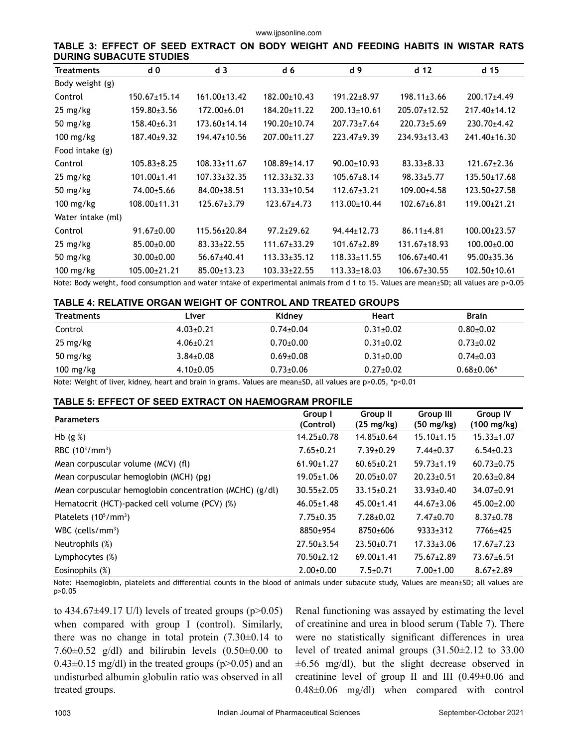**TABLE 3: EFFECT OF SEED EXTRACT ON BODY WEIGHT AND FEEDING HABITS IN WISTAR RATS DURING SUBACUTE STUDIES**

| Treatments | d 0 | d 3 | d 6 | d 9 | d 12 | d 15 |
|---|---|---|---|---|---|---|
| Body weight (g) | | | | | | |
| Control | 150.67±15.14 | 161.00±13.42 | 182.00±10.43 | 191.22±8.97 | 198.11±3.66 | 200.17±4.49 |
| 25 mg/kg | 159.80±3.56 | 172.00±6.01 | 184.20±11.22 | 200.13±10.61 | 205.07±12.52 | 217.40±14.12 |
| 50 mg/kg | 158.40±6.31 | 173.60±14.14 | 190.20±10.74 | 207.73±7.64 | 220.73±5.69 | 230.70±4.42 |
| 100 mg/kg | 187.40±9.32 | 194.47±10.56 | 207.00±11.27 | 223.47±9.39 | 234.93±13.43 | 241.40±16.30 |
| Food intake (g) | | | | | | |
| Control | 105.83±8.25 | 108.33±11.67 | 108.89±14.17 | 90.00±10.93 | 83.33±8.33 | 121.67±2.36 |
| 25 mg/kg | 101.00±1.41 | 107.33±32.35 | 112.33±32.33 | 105.67±8.14 | 98.33±5.77 | 135.50±17.68 |
| 50 mg/kg | 74.00±5.66 | 84.00±38.51 | 113.33±10.54 | 112.67±3.21 | 109.00±4.58 | 123.50±27.58 |
| 100 mg/kg | 108.00±11.31 | 125.67±3.79 | 123.67±4.73 | 113.00±10.44 | 102.67±6.81 | 119.00±21.21 |
| Water intake (ml) | | | | | | |
| Control | 91.67±0.00 | 115.56±20.84 | 97.2±29.62 | 94.44±12.73 | 86.11±4.81 | 100.00±23.57 |
| 25 mg/kg | 85.00±0.00 | 83.33±22.55 | 111.67±33.29 | 101.67±2.89 | 131.67±18.93 | 100.00±0.00 |
| 50 mg/kg | 30.00±0.00 | 56.67±40.41 | 113.33±35.12 | 118.33±11.55 | 106.67±40.41 | 95.00±35.36 |
| 100 mg/kg | 105.00±21.21 | 85.00±13.23 | 103.33±22.55 | 113.33±18.03 | 106.67±30.55 | 102.50±10.61 |

Note: Body weight, food consumption and water intake of experimental animals from d 1 to 15. Values are mean±SD; all values are p>0.05

**TABLE 4: RELATIVE ORGAN WEIGHT OF CONTROL AND TREATED GROUPS**

| Treatments | Liver | Kidney | Heart | Brain |
|---|---|---|---|---|
| Control | 4.03±0.21 | 0.74±0.04 | 0.31±0.02 | 0.80±0.02 |
| 25 mg/kg | 4.06±0.21 | 0.70±0.00 | 0.31±0.02 | 0.73±0.02 |
| 50 mg/kg | 3.84±0.08 | 0.69±0.08 | 0.31±0.00 | 0.74±0.03 |
| 100 mg/kg | 4.10±0.05 | 0.73±0.06 | 0.27±0.02 | 0.68±0.06* |

Note: Weight of liver, kidney, heart and brain in grams. Values are mean±SD, all values are p>0.05, *p<0.01

**TABLE 5: EFFECT OF SEED EXTRACT ON HAEMOGRAM PROFILE**

| Parameters | Group I (Control) | Group II (25 mg/kg) | Group III (50 mg/kg) | Group IV (100 mg/kg) |
|---|---|---|---|---|
| Hb (g %) | 14.25±0.78 | 14.85±0.64 | 15.10±1.15 | 15.33±1.07 |
| RBC ($10^3$/mm$^3$) | 7.65±0.21 | 7.39±0.29 | 7.44±0.37 | 6.54±0.23 |
| Mean corpuscular volume (MCV) (fl) | 61.90±1.27 | 60.65±0.21 | 59.73±1.19 | 60.73±0.75 |
| Mean corpuscular hemoglobin (MCH) (pg) | 19.05±1.06 | 20.05±0.07 | 20.23±0.51 | 20.63±0.84 |
| Mean corpuscular hemoglobin concentration (MCHC) (g/dl) | 30.55±2.05 | 33.15±0.21 | 33.93±0.40 | 34.07±0.91 |
| Hematocrit (HCT)-packed cell volume (PCV) (%) | 46.05±1.48 | 45.00±1.41 | 44.67±3.06 | 45.00±2.00 |
| Platelets ($10^5$/mm$^3$) | 7.75±0.35 | 7.28±0.02 | 7.47±0.70 | 8.37±0.78 |
| WBC (cells/mm$^3$) | 8850±954 | 8750±606 | 9333±312 | 7766±425 |
| Neutrophils (%) | 27.50±3.54 | 23.50±0.71 | 17.33±3.06 | 17.67±7.23 |
| Lymphocytes (%) | 70.50±2.12 | 69.00±1.41 | 75.67±2.89 | 73.67±6.51 |
| Eosinophils (%) | 2.00±0.00 | 7.5±0.71 | 7.00±1.00 | 8.67±2.89 |

Note: Haemoglobin, platelets and differential counts in the blood of animals under subacute study, Values are mean±SD; all values are p>0.05

to 434.67±49.17 U/l) levels of treated groups (p>0.05) when compared with group I (control). Similarly, there was no change in total protein (7.30±0.14 to 7.60±0.52 g/dl) and bilirubin levels (0.50±0.00 to 0.43±0.15 mg/dl) in the treated groups (p>0.05) and an undisturbed albumin globulin ratio was observed in all treated groups.

Renal functioning was assayed by estimating the level of creatinine and urea in blood serum (Table 7). There were no statistically significant differences in urea level of treated animal groups (31.50±2.12 to 33.00 ±6.56 mg/dl), but the slight decrease observed in creatinine level of group II and III (0.49±0.06 and 0.48±0.06 mg/dl) when compared with control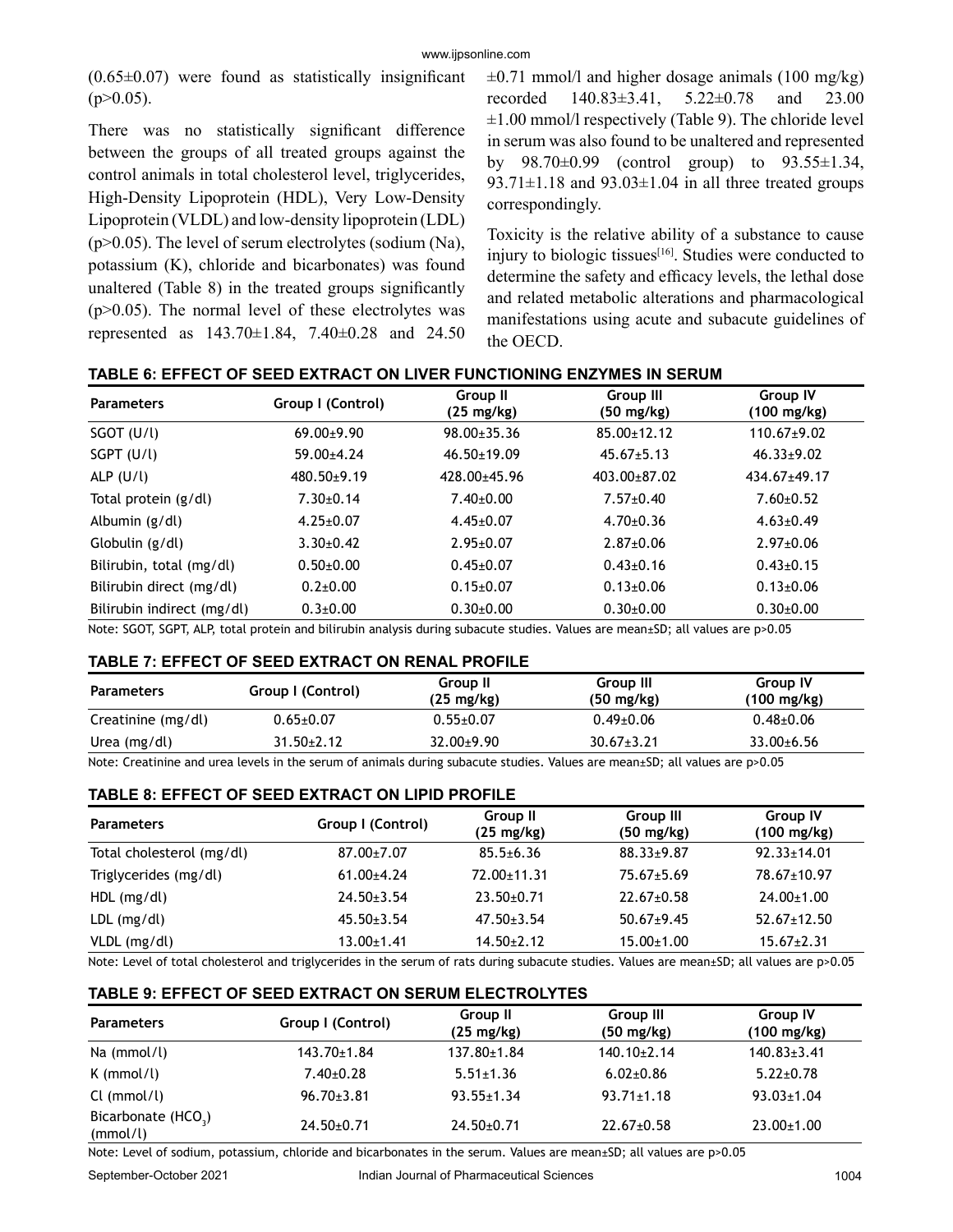(0.65±0.07) were found as statistically insignificant (p>0.05).

There was no statistically significant difference between the groups of all treated groups against the control animals in total cholesterol level, triglycerides, High-Density Lipoprotein (HDL), Very Low-Density Lipoprotein (VLDL) and low-density lipoprotein (LDL) (p>0.05). The level of serum electrolytes (sodium (Na), potassium (K), chloride and bicarbonates) was found unaltered (Table 8) in the treated groups significantly (p>0.05). The normal level of these electrolytes was represented as 143.70±1.84, 7.40±0.28 and 24.50 ±0.71 mmol/l and higher dosage animals (100 mg/kg) recorded 140.83±3.41, 5.22±0.78 and 23.00 ±1.00 mmol/l respectively (Table 9). The chloride level in serum was also found to be unaltered and represented by 98.70±0.99 (control group) to 93.55±1.34, 93.71±1.18 and 93.03±1.04 in all three treated groups correspondingly.

Toxicity is the relative ability of a substance to cause injury to biologic tissues[16]. Studies were conducted to determine the safety and efficacy levels, the lethal dose and related metabolic alterations and pharmacological manifestations using acute and subacute guidelines of the OECD.

**TABLE 6: EFFECT OF SEED EXTRACT ON LIVER FUNCTIONING ENZYMES IN SERUM**

| Parameters | Group I (Control) | Group II (25 mg/kg) | Group III (50 mg/kg) | Group IV (100 mg/kg) |
|---|---|---|---|---|
| SGOT (U/l) | 69.00±9.90 | 98.00±35.36 | 85.00±12.12 | 110.67±9.02 |
| SGPT (U/l) | 59.00±4.24 | 46.50±19.09 | 45.67±5.13 | 46.33±9.02 |
| ALP (U/l) | 480.50±9.19 | 428.00±45.96 | 403.00±87.02 | 434.67±49.17 |
| Total protein (g/dl) | 7.30±0.14 | 7.40±0.00 | 7.57±0.40 | 7.60±0.52 |
| Albumin (g/dl) | 4.25±0.07 | 4.45±0.07 | 4.70±0.36 | 4.63±0.49 |
| Globulin (g/dl) | 3.30±0.42 | 2.95±0.07 | 2.87±0.06 | 2.97±0.06 |
| Bilirubin, total (mg/dl) | 0.50±0.00 | 0.45±0.07 | 0.43±0.16 | 0.43±0.15 |
| Bilirubin direct (mg/dl) | 0.2±0.00 | 0.15±0.07 | 0.13±0.06 | 0.13±0.06 |
| Bilirubin indirect (mg/dl) | 0.3±0.00 | 0.30±0.00 | 0.30±0.00 | 0.30±0.00 |

Note: SGOT, SGPT, ALP, total protein and bilirubin analysis during subacute studies. Values are mean±SD; all values are p>0.05

**TABLE 7: EFFECT OF SEED EXTRACT ON RENAL PROFILE**

| Parameters | Group I (Control) | Group II (25 mg/kg) | Group III (50 mg/kg) | Group IV (100 mg/kg) |
|---|---|---|---|---|
| Creatinine (mg/dl) | 0.65±0.07 | 0.55±0.07 | 0.49±0.06 | 0.48±0.06 |
| Urea (mg/dl) | 31.50±2.12 | 32.00±9.90 | 30.67±3.21 | 33.00±6.56 |

Note: Creatinine and urea levels in the serum of animals during subacute studies. Values are mean±SD; all values are p>0.05

**TABLE 8: EFFECT OF SEED EXTRACT ON LIPID PROFILE**

| Parameters | Group I (Control) | Group II (25 mg/kg) | Group III (50 mg/kg) | Group IV (100 mg/kg) |
|---|---|---|---|---|
| Total cholesterol (mg/dl) | 87.00±7.07 | 85.5±6.36 | 88.33±9.87 | 92.33±14.01 |
| Triglycerides (mg/dl) | 61.00±4.24 | 72.00±11.31 | 75.67±5.69 | 78.67±10.97 |
| HDL (mg/dl) | 24.50±3.54 | 23.50±0.71 | 22.67±0.58 | 24.00±1.00 |
| LDL (mg/dl) | 45.50±3.54 | 47.50±3.54 | 50.67±9.45 | 52.67±12.50 |
| VLDL (mg/dl) | 13.00±1.41 | 14.50±2.12 | 15.00±1.00 | 15.67±2.31 |

Note: Level of total cholesterol and triglycerides in the serum of rats during subacute studies. Values are mean±SD; all values are p>0.05

**TABLE 9: EFFECT OF SEED EXTRACT ON SERUM ELECTROLYTES**

| Parameters | Group I (Control) | Group II (25 mg/kg) | Group III (50 mg/kg) | Group IV (100 mg/kg) |
|---|---|---|---|---|
| Na (mmol/l) | 143.70±1.84 | 137.80±1.84 | 140.10±2.14 | 140.83±3.41 |
| K (mmol/l) | 7.40±0.28 | 5.51±1.36 | 6.02±0.86 | 5.22±0.78 |
| Cl (mmol/l) | 96.70±3.81 | 93.55±1.34 | 93.71±1.18 | 93.03±1.04 |
| Bicarbonate ($HCO_3$) (mmol/l) | 24.50±0.71 | 24.50±0.71 | 22.67±0.58 | 23.00±1.00 |

Note: Level of sodium, potassium, chloride and bicarbonates in the serum. Values are mean±SD; all values are p>0.05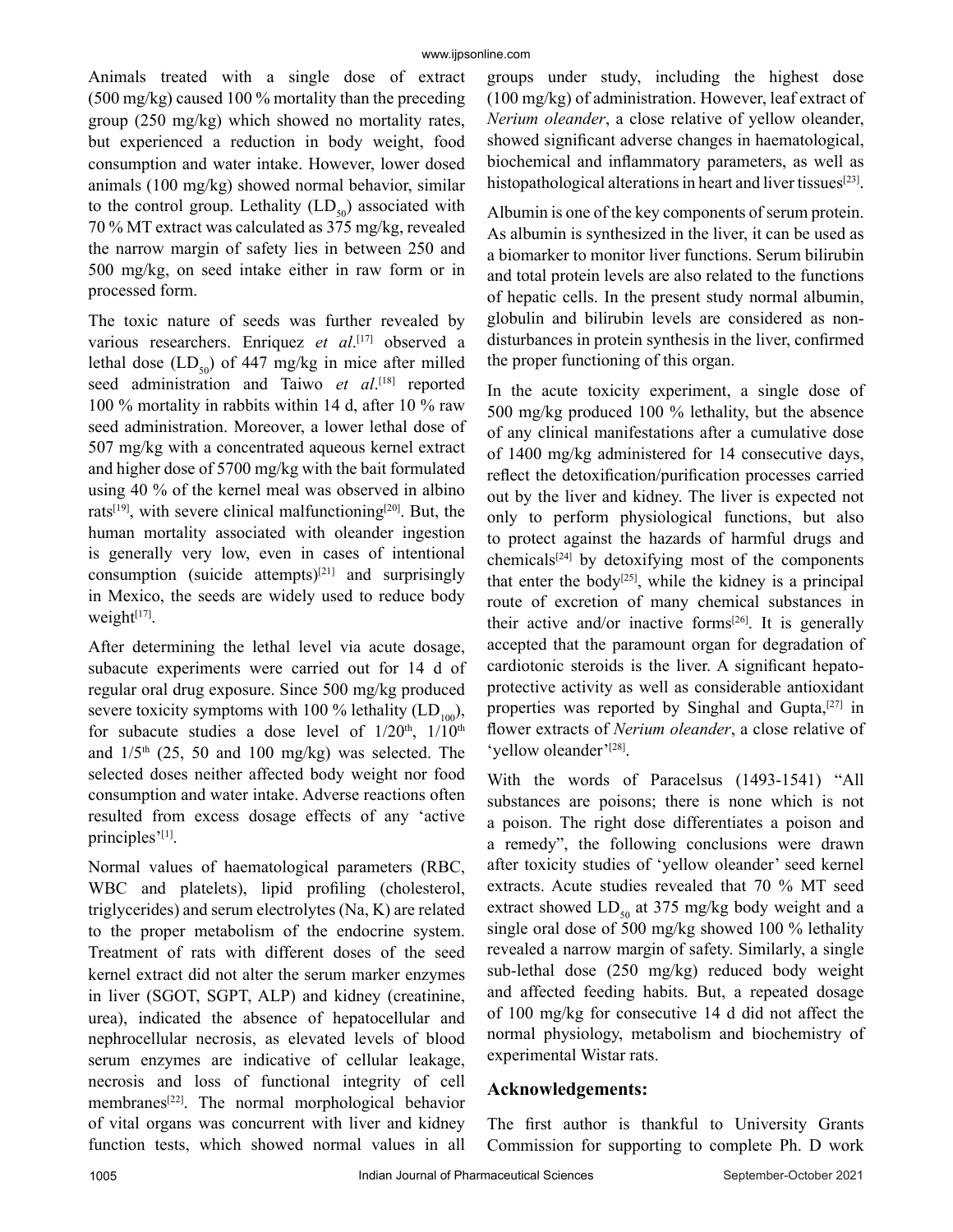Animals treated with a single dose of extract (500 mg/kg) caused 100 % mortality than the preceding group (250 mg/kg) which showed no mortality rates, but experienced a reduction in body weight, food consumption and water intake. However, lower dosed animals (100 mg/kg) showed normal behavior, similar to the control group. Lethality ($LD_{50}$) associated with 70 % MT extract was calculated as 375 mg/kg, revealed the narrow margin of safety lies in between 250 and 500 mg/kg, on seed intake either in raw form or in processed form.

The toxic nature of seeds was further revealed by various researchers. Enriquez *et al*.[17] observed a lethal dose ($LD_{50}$) of 447 mg/kg in mice after milled seed administration and Taiwo *et al*.[18] reported 100 % mortality in rabbits within 14 d, after 10 % raw seed administration. Moreover, a lower lethal dose of 507 mg/kg with a concentrated aqueous kernel extract and higher dose of 5700 mg/kg with the bait formulated using 40 % of the kernel meal was observed in albino rats[19], with severe clinical malfunctioning[20]. But, the human mortality associated with oleander ingestion is generally very low, even in cases of intentional consumption (suicide attempts)[21] and surprisingly in Mexico, the seeds are widely used to reduce body weight[17].

After determining the lethal level via acute dosage, subacute experiments were carried out for 14 d of regular oral drug exposure. Since 500 mg/kg produced severe toxicity symptoms with 100 % lethality ($LD_{100}$), for subacute studies a dose level of 1/20th, 1/10th and 1/5th (25, 50 and 100 mg/kg) was selected. The selected doses neither affected body weight nor food consumption and water intake. Adverse reactions often resulted from excess dosage effects of any 'active principles'[1].

Normal values of haematological parameters (RBC, WBC and platelets), lipid profiling (cholesterol, triglycerides) and serum electrolytes (Na, K) are related to the proper metabolism of the endocrine system. Treatment of rats with different doses of the seed kernel extract did not alter the serum marker enzymes in liver (SGOT, SGPT, ALP) and kidney (creatinine, urea), indicated the absence of hepatocellular and nephrocellular necrosis, as elevated levels of blood serum enzymes are indicative of cellular leakage, necrosis and loss of functional integrity of cell membranes[22]. The normal morphological behavior of vital organs was concurrent with liver and kidney function tests, which showed normal values in all groups under study, including the highest dose (100 mg/kg) of administration. However, leaf extract of *Nerium oleander*, a close relative of yellow oleander, showed significant adverse changes in haematological, biochemical and inflammatory parameters, as well as histopathological alterations in heart and liver tissues[23].

Albumin is one of the key components of serum protein. As albumin is synthesized in the liver, it can be used as a biomarker to monitor liver functions. Serum bilirubin and total protein levels are also related to the functions of hepatic cells. In the present study normal albumin, globulin and bilirubin levels are considered as non-disturbances in protein synthesis in the liver, confirmed the proper functioning of this organ.

In the acute toxicity experiment, a single dose of 500 mg/kg produced 100 % lethality, but the absence of any clinical manifestations after a cumulative dose of 1400 mg/kg administered for 14 consecutive days, reflect the detoxification/purification processes carried out by the liver and kidney. The liver is expected not only to perform physiological functions, but also to protect against the hazards of harmful drugs and chemicals[24] by detoxifying most of the components that enter the body[25], while the kidney is a principal route of excretion of many chemical substances in their active and/or inactive forms[26]. It is generally accepted that the paramount organ for degradation of cardiotonic steroids is the liver. A significant hepato-protective activity as well as considerable antioxidant properties was reported by Singhal and Gupta,[27] in flower extracts of *Nerium oleander*, a close relative of 'yellow oleander'[28].

With the words of Paracelsus (1493-1541) "All substances are poisons; there is none which is not a poison. The right dose differentiates a poison and a remedy", the following conclusions were drawn after toxicity studies of 'yellow oleander' seed kernel extracts. Acute studies revealed that 70 % MT seed extract showed $LD_{50}$ at 375 mg/kg body weight and a single oral dose of 500 mg/kg showed 100 % lethality revealed a narrow margin of safety. Similarly, a single sub-lethal dose (250 mg/kg) reduced body weight and affected feeding habits. But, a repeated dosage of 100 mg/kg for consecutive 14 d did not affect the normal physiology, metabolism and biochemistry of experimental Wistar rats.

## Acknowledgements:

The first author is thankful to University Grants Commission for supporting to complete Ph. D work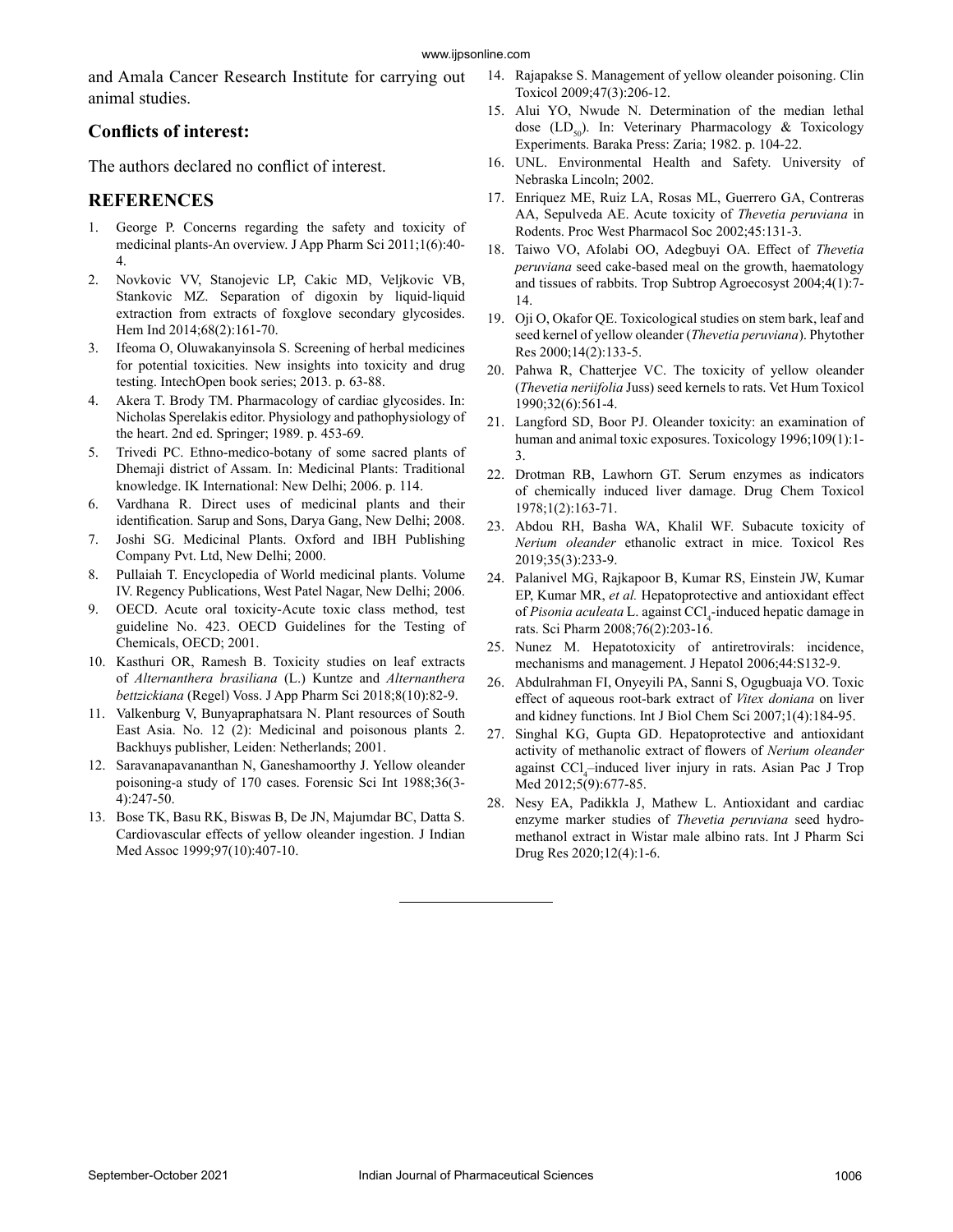and Amala Cancer Research Institute for carrying out animal studies.

## Conflicts of interest:

The authors declared no conflict of interest.

## REFERENCES

1. George P. Concerns regarding the safety and toxicity of medicinal plants-An overview. J App Pharm Sci 2011;1(6):40-4.
2. Novkovic VV, Stanojevic LP, Cakic MD, Veljkovic VB, Stankovic MZ. Separation of digoxin by liquid-liquid extraction from extracts of foxglove secondary glycosides. Hem Ind 2014;68(2):161-70.
3. Ifeoma O, Oluwakanyinsola S. Screening of herbal medicines for potential toxicities. New insights into toxicity and drug testing. IntechOpen book series; 2013. p. 63-88.
4. Akera T. Brody TM. Pharmacology of cardiac glycosides. In: Nicholas Sperelakis editor. Physiology and pathophysiology of the heart. 2nd ed. Springer; 1989. p. 453-69.
5. Trivedi PC. Ethno-medico-botany of some sacred plants of Dhemaji district of Assam. In: Medicinal Plants: Traditional knowledge. IK International: New Delhi; 2006. p. 114.
6. Vardhana R. Direct uses of medicinal plants and their identification. Sarup and Sons, Darya Gang, New Delhi; 2008.
7. Joshi SG. Medicinal Plants. Oxford and IBH Publishing Company Pvt. Ltd, New Delhi; 2000.
8. Pullaiah T. Encyclopedia of World medicinal plants. Volume IV. Regency Publications, West Patel Nagar, New Delhi; 2006.
9. OECD. Acute oral toxicity-Acute toxic class method, test guideline No. 423. OECD Guidelines for the Testing of Chemicals, OECD; 2001.
10. Kasthuri OR, Ramesh B. Toxicity studies on leaf extracts of *Alternanthera brasiliana* (L.) Kuntze and *Alternanthera bettzickiana* (Regel) Voss. J App Pharm Sci 2018;8(10):82-9.
11. Valkenburg V, Bunyapraphatsara N. Plant resources of South East Asia. No. 12 (2): Medicinal and poisonous plants 2. Backhuys publisher, Leiden: Netherlands; 2001.
12. Saravanapavananthan N, Ganeshamoorthy J. Yellow oleander poisoning-a study of 170 cases. Forensic Sci Int 1988;36(3-4):247-50.
13. Bose TK, Basu RK, Biswas B, De JN, Majumdar BC, Datta S. Cardiovascular effects of yellow oleander ingestion. J Indian Med Assoc 1999;97(10):407-10.
14. Rajapakse S. Management of yellow oleander poisoning. Clin Toxicol 2009;47(3):206-12.
15. Alui YO, Nwude N. Determination of the median lethal dose ($LD_{50}$). In: Veterinary Pharmacology & Toxicology Experiments. Baraka Press: Zaria; 1982. p. 104-22.
16. UNL. Environmental Health and Safety. University of Nebraska Lincoln; 2002.
17. Enriquez ME, Ruiz LA, Rosas ML, Guerrero GA, Contreras AA, Sepulveda AE. Acute toxicity of *Thevetia peruviana* in Rodents. Proc West Pharmacol Soc 2002;45:131-3.
18. Taiwo VO, Afolabi OO, Adegbuyi OA. Effect of *Thevetia peruviana* seed cake-based meal on the growth, haematology and tissues of rabbits. Trop Subtrop Agroecosyst 2004;4(1):7-14.
19. Oji O, Okafor QE. Toxicological studies on stem bark, leaf and seed kernel of yellow oleander (*Thevetia peruviana*). Phytother Res 2000;14(2):133-5.
20. Pahwa R, Chatterjee VC. The toxicity of yellow oleander (*Thevetia neriifolia* Juss) seed kernels to rats. Vet Hum Toxicol 1990;32(6):561-4.
21. Langford SD, Boor PJ. Oleander toxicity: an examination of human and animal toxic exposures. Toxicology 1996;109(1):1-3.
22. Drotman RB, Lawhorn GT. Serum enzymes as indicators of chemically induced liver damage. Drug Chem Toxicol 1978;1(2):163-71.
23. Abdou RH, Basha WA, Khalil WF. Subacute toxicity of *Nerium oleander* ethanolic extract in mice. Toxicol Res 2019;35(3):233-9.
24. Palanivel MG, Rajkapoor B, Kumar RS, Einstein JW, Kumar EP, Kumar MR, *et al.* Hepatoprotective and antioxidant effect of *Pisonia aculeata* L. against $CCl_4$-induced hepatic damage in rats. Sci Pharm 2008;76(2):203-16.
25. Nunez M. Hepatotoxicity of antiretrovirals: incidence, mechanisms and management. J Hepatol 2006;44:S132-9.
26. Abdulrahman FI, Onyeyili PA, Sanni S, Ogugbuaja VO. Toxic effect of aqueous root-bark extract of *Vitex doniana* on liver and kidney functions. Int J Biol Chem Sci 2007;1(4):184-95.
27. Singhal KG, Gupta GD. Hepatoprotective and antioxidant activity of methanolic extract of flowers of *Nerium oleander* against $CCl_4$–induced liver injury in rats. Asian Pac J Trop Med 2012;5(9):677-85.
28. Nesy EA, Padikkla J, Mathew L. Antioxidant and cardiac enzyme marker studies of *Thevetia peruviana* seed hydro-methanol extract in Wistar male albino rats. Int J Pharm Sci Drug Res 2020;12(4):1-6.